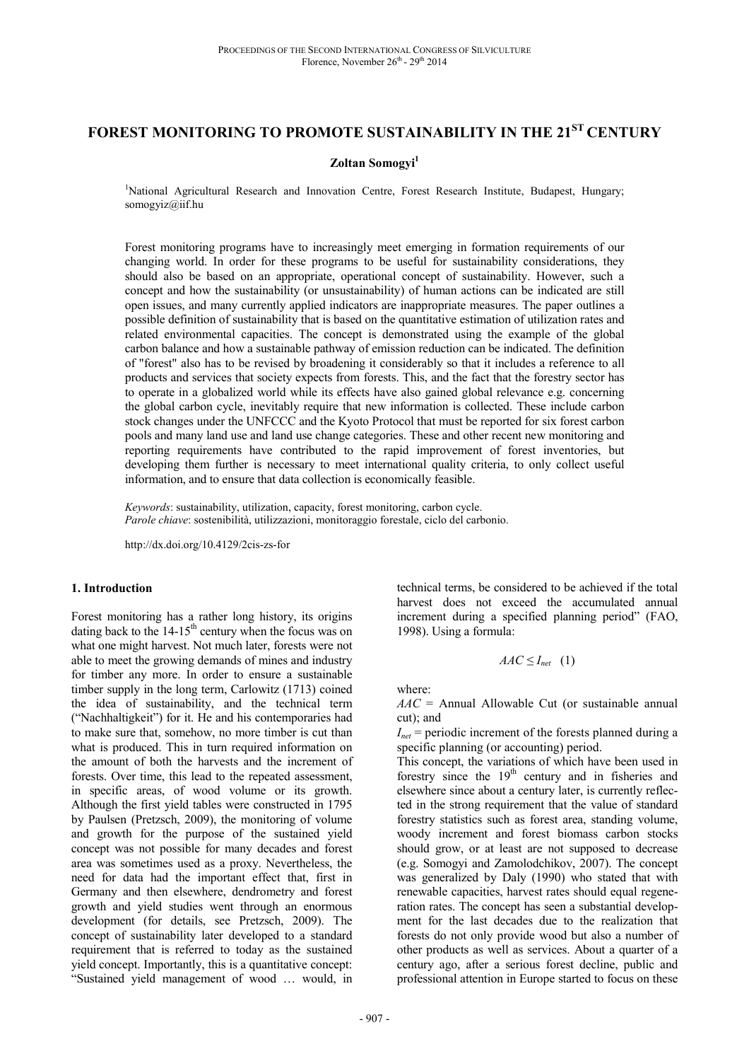# FOREST MONITORING TO PROMOTE SUSTAINABILITY IN THE 21<sup>ST</sup> CENTURY

**Zoltan Somogyi**[1]

[1]National Agricultural Research and Innovation Centre, Forest Research Institute, Budapest, Hungary; somogyiz@iif.hu

Forest monitoring programs have to increasingly meet emerging in formation requirements of our changing world. In order for these programs to be useful for sustainability considerations, they should also be based on an appropriate, operational concept of sustainability. However, such a concept and how the sustainability (or unsustainability) of human actions can be indicated are still open issues, and many currently applied indicators are inappropriate measures. The paper outlines a possible definition of sustainability that is based on the quantitative estimation of utilization rates and related environmental capacities. The concept is demonstrated using the example of the global carbon balance and how a sustainable pathway of emission reduction can be indicated. The definition of "forest" also has to be revised by broadening it considerably so that it includes a reference to all products and services that society expects from forests. This, and the fact that the forestry sector has to operate in a globalized world while its effects have also gained global relevance e.g. concerning the global carbon cycle, inevitably require that new information is collected. These include carbon stock changes under the UNFCCC and the Kyoto Protocol that must be reported for six forest carbon pools and many land use and land use change categories. These and other recent new monitoring and reporting requirements have contributed to the rapid improvement of forest inventories, but developing them further is necessary to meet international quality criteria, to only collect useful information, and to ensure that data collection is economically feasible.

*Keywords*: sustainability, utilization, capacity, forest monitoring, carbon cycle.
*Parole chiave*: sostenibilità, utilizzazioni, monitoraggio forestale, ciclo del carbonio.

http://dx.doi.org/10.4129/2cis-zs-for

## 1. Introduction

Forest monitoring has a rather long history, its origins dating back to the 14-15[th] century when the focus was on what one might harvest. Not much later, forests were not able to meet the growing demands of mines and industry for timber any more. In order to ensure a sustainable timber supply in the long term, Carlowitz (1713) coined the idea of sustainability, and the technical term ("Nachhaltigkeit") for it. He and his contemporaries had to make sure that, somehow, no more timber is cut than what is produced. This in turn required information on the amount of both the harvests and the increment of forests. Over time, this lead to the repeated assessment, in specific areas, of wood volume or its growth. Although the first yield tables were constructed in 1795 by Paulsen (Pretzsch, 2009), the monitoring of volume and growth for the purpose of the sustained yield concept was not possible for many decades and forest area was sometimes used as a proxy. Nevertheless, the need for data had the important effect that, first in Germany and then elsewhere, dendrometry and forest growth and yield studies went through an enormous development (for details, see Pretzsch, 2009). The concept of sustainability later developed to a standard requirement that is referred to today as the sustained yield concept. Importantly, this is a quantitative concept: "Sustained yield management of wood … would, in technical terms, be considered to be achieved if the total harvest does not exceed the accumulated annual increment during a specified planning period" (FAO, 1998). Using a formula:

$$AAC \leq I_{net} \quad (1)$$

where:
$AAC$ = Annual Allowable Cut (or sustainable annual cut); and
$I_{net}$ = periodic increment of the forests planned during a specific planning (or accounting) period.

This concept, the variations of which have been used in forestry since the 19[th] century and in fisheries and elsewhere since about a century later, is currently reflected in the strong requirement that the value of standard forestry statistics such as forest area, standing volume, woody increment and forest biomass carbon stocks should grow, or at least are not supposed to decrease (e.g. Somogyi and Zamolodchikov, 2007). The concept was generalized by Daly (1990) who stated that with renewable capacities, harvest rates should equal regeneration rates. The concept has seen a substantial development for the last decades due to the realization that forests do not only provide wood but also a number of other products as well as services. About a quarter of a century ago, after a serious forest decline, public and professional attention in Europe started to focus on these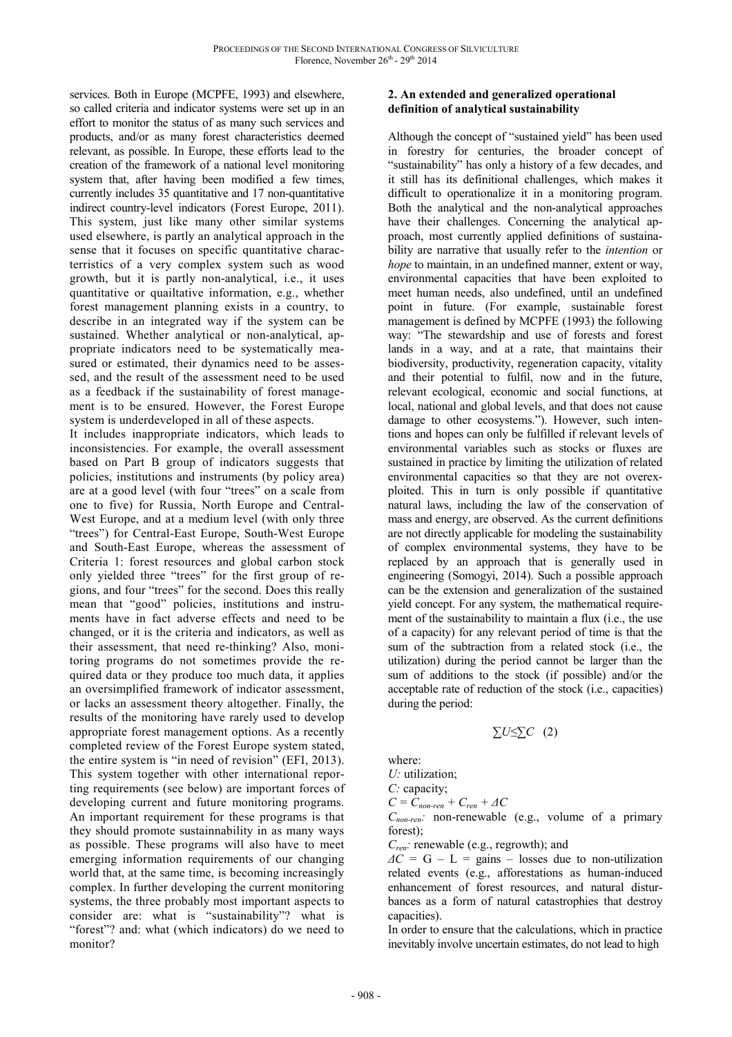services. Both in Europe (MCPFE, 1993) and elsewhere, so called criteria and indicator systems were set up in an effort to monitor the status of as many such services and products, and/or as many forest characteristics deemed relevant, as possible. In Europe, these efforts lead to the creation of the framework of a national level monitoring system that, after having been modified a few times, currently includes 35 quantitative and 17 non-quantitative indirect country-level indicators (Forest Europe, 2011). This system, just like many other similar systems used elsewhere, is partly an analytical approach in the sense that it focuses on specific quantitative characterristics of a very complex system such as wood growth, but it is partly non-analytical, i.e., it uses quantitative or quailtative information, e.g., whether forest management planning exists in a country, to describe in an integrated way if the system can be sustained. Whether analytical or non-analytical, appropriate indicators need to be systematically measured or estimated, their dynamics need to be assessed, and the result of the assessment need to be used as a feedback if the sustainability of forest management is to be ensured. However, the Forest Europe system is underdeveloped in all of these aspects.

It includes inappropriate indicators, which leads to inconsistencies. For example, the overall assessment based on Part B group of indicators suggests that policies, institutions and instruments (by policy area) are at a good level (with four "trees" on a scale from one to five) for Russia, North Europe and Central-West Europe, and at a medium level (with only three "trees") for Central-East Europe, South-West Europe and South-East Europe, whereas the assessment of Criteria 1: forest resources and global carbon stock only yielded three "trees" for the first group of regions, and four "trees" for the second. Does this really mean that "good" policies, institutions and instruments have in fact adverse effects and need to be changed, or it is the criteria and indicators, as well as their assessment, that need re-thinking? Also, monitoring programs do not sometimes provide the required data or they produce too much data, it applies an oversimplified framework of indicator assessment, or lacks an assessment theory altogether. Finally, the results of the monitoring have rarely used to develop appropriate forest management options. As a recently completed review of the Forest Europe system stated, the entire system is "in need of revision" (EFI, 2013). This system together with other international reporting requirements (see below) are important forces of developing current and future monitoring programs. An important requirement for these programs is that they should promote sustainnability in as many ways as possible. These programs will also have to meet emerging information requirements of our changing world that, at the same time, is becoming increasingly complex. In further developing the current monitoring systems, the three probably most important aspects to consider are: what is "sustainability"? what is "forest"? and: what (which indicators) do we need to monitor?

## 2. An extended and generalized operational definition of analytical sustainability

Although the concept of "sustained yield" has been used in forestry for centuries, the broader concept of "sustainability" has only a history of a few decades, and it still has its definitional challenges, which makes it difficult to operationalize it in a monitoring program. Both the analytical and the non-analytical approaches have their challenges. Concerning the analytical approach, most currently applied definitions of sustainability are narrative that usually refer to the *intention* or *hope* to maintain, in an undefined manner, extent or way, environmental capacities that have been exploited to meet human needs, also undefined, until an undefined point in future. (For example, sustainable forest management is defined by MCPFE (1993) the following way: "The stewardship and use of forests and forest lands in a way, and at a rate, that maintains their biodiversity, productivity, regeneration capacity, vitality and their potential to fulfil, now and in the future, relevant ecological, economic and social functions, at local, national and global levels, and that does not cause damage to other ecosystems."). However, such intentions and hopes can only be fulfilled if relevant levels of environmental variables such as stocks or fluxes are sustained in practice by limiting the utilization of related environmental capacities so that they are not overexploited. This in turn is only possible if quantitative natural laws, including the law of the conservation of mass and energy, are observed. As the current definitions are not directly applicable for modeling the sustainability of complex environmental systems, they have to be replaced by an approach that is generally used in engineering (Somogyi, 2014). Such a possible approach can be the extension and generalization of the sustained yield concept. For any system, the mathematical requirement of the sustainability to maintain a flux (i.e., the use of a capacity) for any relevant period of time is that the sum of the subtraction from a related stock (i.e., the utilization) during the period cannot be larger than the sum of additions to the stock (if possible) and/or the acceptable rate of reduction of the stock (i.e., capacities) during the period:

$$\sum U \leq \sum C \quad (2)$$

where:

$U$: utilization;

$C$: capacity;

$C = C_{non\text{-}ren} + C_{ren} + \Delta C$

$C_{non\text{-}ren}$: non-renewable (e.g., volume of a primary forest);

$C_{ren}$: renewable (e.g., regrowth); and

$\Delta C$ = G – L = gains – losses due to non-utilization related events (e.g., afforestations as human-induced enhancement of forest resources, and natural disturbances as a form of natural catastrophies that destroy capacities).

In order to ensure that the calculations, which in practice inevitably involve uncertain estimates, do not lead to high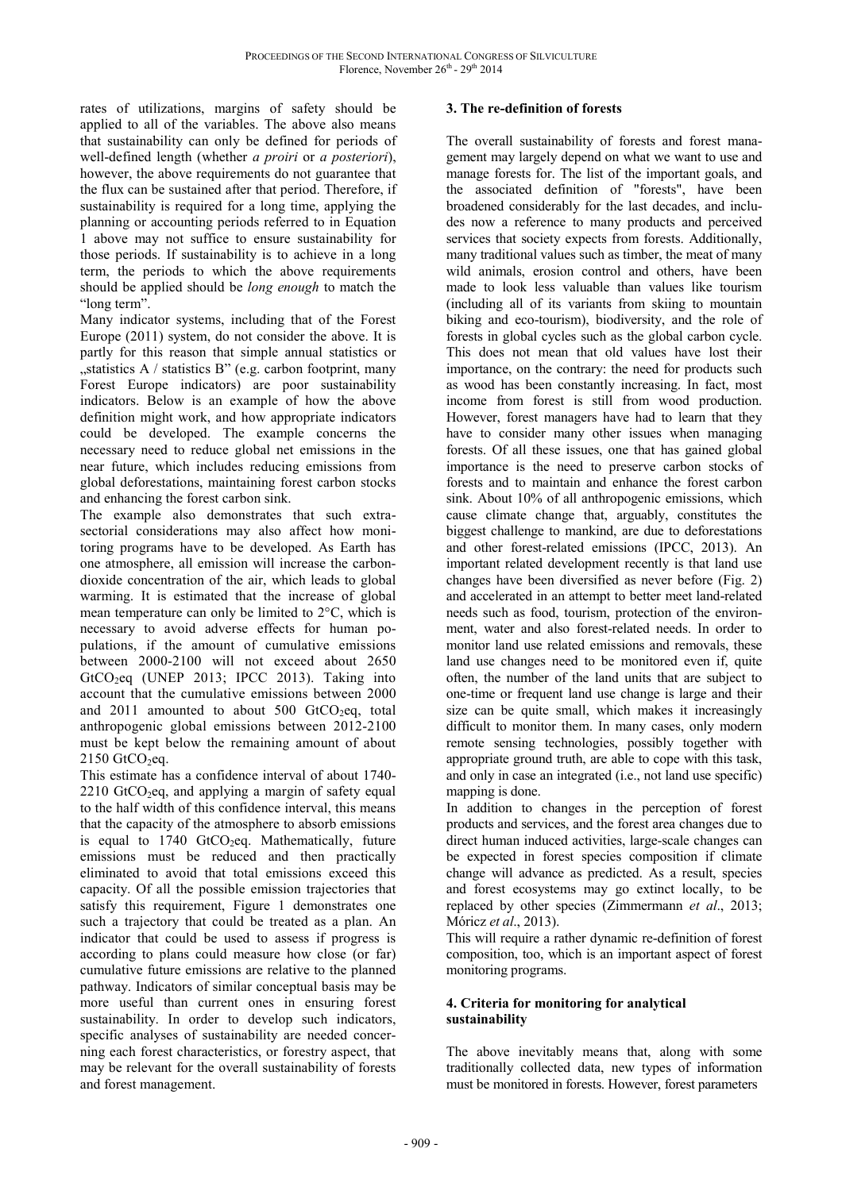rates of utilizations, margins of safety should be applied to all of the variables. The above also means that sustainability can only be defined for periods of well-defined length (whether *a proiri* or *a posteriori*), however, the above requirements do not guarantee that the flux can be sustained after that period. Therefore, if sustainability is required for a long time, applying the planning or accounting periods referred to in Equation 1 above may not suffice to ensure sustainability for those periods. If sustainability is to achieve in a long term, the periods to which the above requirements should be applied should be *long enough* to match the "long term".

Many indicator systems, including that of the Forest Europe (2011) system, do not consider the above. It is partly for this reason that simple annual statistics or „statistics A / statistics B" (e.g. carbon footprint, many Forest Europe indicators) are poor sustainability indicators. Below is an example of how the above definition might work, and how appropriate indicators could be developed. The example concerns the necessary need to reduce global net emissions in the near future, which includes reducing emissions from global deforestations, maintaining forest carbon stocks and enhancing the forest carbon sink.

The example also demonstrates that such extra-sectorial considerations may also affect how monitoring programs have to be developed. As Earth has one atmosphere, all emission will increase the carbon-dioxide concentration of the air, which leads to global warming. It is estimated that the increase of global mean temperature can only be limited to 2°C, which is necessary to avoid adverse effects for human populations, if the amount of cumulative emissions between 2000-2100 will not exceed about 2650 $GtCO_2eq$ (UNEP 2013; IPCC 2013). Taking into account that the cumulative emissions between 2000 and 2011 amounted to about 500 $GtCO_2eq$, total anthropogenic global emissions between 2012-2100 must be kept below the remaining amount of about 2150 $GtCO_2eq$.

This estimate has a confidence interval of about 1740-2210 $GtCO_2eq$, and applying a margin of safety equal to the half width of this confidence interval, this means that the capacity of the atmosphere to absorb emissions is equal to 1740 $GtCO_2eq$. Mathematically, future emissions must be reduced and then practically eliminated to avoid that total emissions exceed this capacity. Of all the possible emission trajectories that satisfy this requirement, Figure 1 demonstrates one such a trajectory that could be treated as a plan. An indicator that could be used to assess if progress is according to plans could measure how close (or far) cumulative future emissions are relative to the planned pathway. Indicators of similar conceptual basis may be more useful than current ones in ensuring forest sustainability. In order to develop such indicators, specific analyses of sustainability are needed concerning each forest characteristics, or forestry aspect, that may be relevant for the overall sustainability of forests and forest management.

## 3. The re-definition of forests

The overall sustainability of forests and forest management may largely depend on what we want to use and manage forests for. The list of the important goals, and the associated definition of "forests", have been broadened considerably for the last decades, and includes now a reference to many products and perceived services that society expects from forests. Additionally, many traditional values such as timber, the meat of many wild animals, erosion control and others, have been made to look less valuable than values like tourism (including all of its variants from skiing to mountain biking and eco-tourism), biodiversity, and the role of forests in global cycles such as the global carbon cycle. This does not mean that old values have lost their importance, on the contrary: the need for products such as wood has been constantly increasing. In fact, most income from forest is still from wood production. However, forest managers have had to learn that they have to consider many other issues when managing forests. Of all these issues, one that has gained global importance is the need to preserve carbon stocks of forests and to maintain and enhance the forest carbon sink. About 10% of all anthropogenic emissions, which cause climate change that, arguably, constitutes the biggest challenge to mankind, are due to deforestations and other forest-related emissions (IPCC, 2013). An important related development recently is that land use changes have been diversified as never before (Fig. 2) and accelerated in an attempt to better meet land-related needs such as food, tourism, protection of the environment, water and also forest-related needs. In order to monitor land use related emissions and removals, these land use changes need to be monitored even if, quite often, the number of the land units that are subject to one-time or frequent land use change is large and their size can be quite small, which makes it increasingly difficult to monitor them. In many cases, only modern remote sensing technologies, possibly together with appropriate ground truth, are able to cope with this task, and only in case an integrated (i.e., not land use specific) mapping is done.

In addition to changes in the perception of forest products and services, and the forest area changes due to direct human induced activities, large-scale changes can be expected in forest species composition if climate change will advance as predicted. As a result, species and forest ecosystems may go extinct locally, to be replaced by other species (Zimmermann *et al*., 2013; Móricz *et al*., 2013).

This will require a rather dynamic re-definition of forest composition, too, which is an important aspect of forest monitoring programs.

## 4. Criteria for monitoring for analytical sustainability

The above inevitably means that, along with some traditionally collected data, new types of information must be monitored in forests. However, forest parameters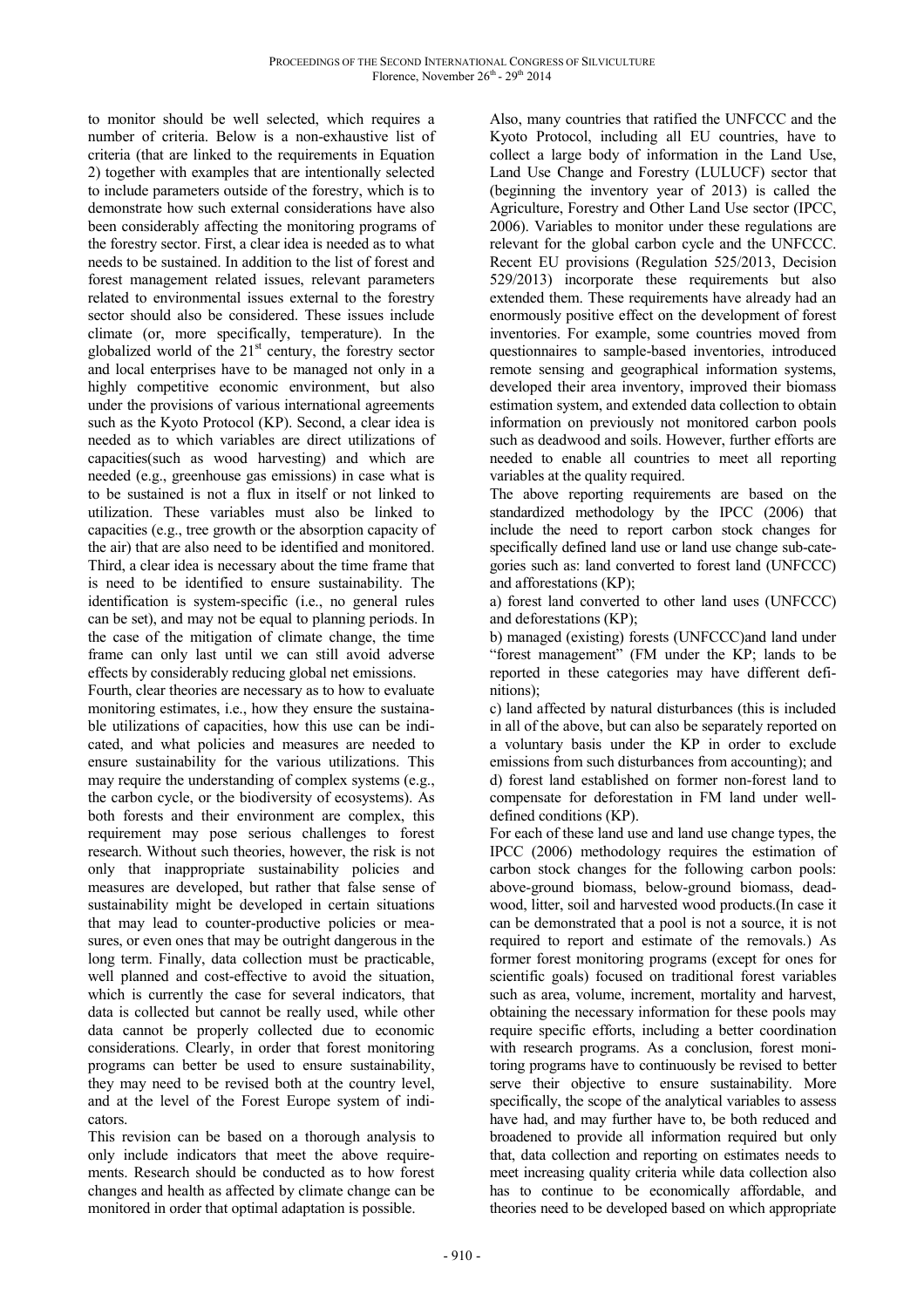to monitor should be well selected, which requires a number of criteria. Below is a non-exhaustive list of criteria (that are linked to the requirements in Equation 2) together with examples that are intentionally selected to include parameters outside of the forestry, which is to demonstrate how such external considerations have also been considerably affecting the monitoring programs of the forestry sector. First, a clear idea is needed as to what needs to be sustained. In addition to the list of forest and forest management related issues, relevant parameters related to environmental issues external to the forestry sector should also be considered. These issues include climate (or, more specifically, temperature). In the globalized world of the 21st century, the forestry sector and local enterprises have to be managed not only in a highly competitive economic environment, but also under the provisions of various international agreements such as the Kyoto Protocol (KP). Second, a clear idea is needed as to which variables are direct utilizations of capacities(such as wood harvesting) and which are needed (e.g., greenhouse gas emissions) in case what is to be sustained is not a flux in itself or not linked to utilization. These variables must also be linked to capacities (e.g., tree growth or the absorption capacity of the air) that are also need to be identified and monitored. Third, a clear idea is necessary about the time frame that is need to be identified to ensure sustainability. The identification is system-specific (i.e., no general rules can be set), and may not be equal to planning periods. In the case of the mitigation of climate change, the time frame can only last until we can still avoid adverse effects by considerably reducing global net emissions.

Fourth, clear theories are necessary as to how to evaluate monitoring estimates, i.e., how they ensure the sustainable utilizations of capacities, how this use can be indicated, and what policies and measures are needed to ensure sustainability for the various utilizations. This may require the understanding of complex systems (e.g., the carbon cycle, or the biodiversity of ecosystems). As both forests and their environment are complex, this requirement may pose serious challenges to forest research. Without such theories, however, the risk is not only that inappropriate sustainability policies and measures are developed, but rather that false sense of sustainability might be developed in certain situations that may lead to counter-productive policies or measures, or even ones that may be outright dangerous in the long term. Finally, data collection must be practicable, well planned and cost-effective to avoid the situation, which is currently the case for several indicators, that data is collected but cannot be really used, while other data cannot be properly collected due to economic considerations. Clearly, in order that forest monitoring programs can better be used to ensure sustainability, they may need to be revised both at the country level, and at the level of the Forest Europe system of indicators.

This revision can be based on a thorough analysis to only include indicators that meet the above requirements. Research should be conducted as to how forest changes and health as affected by climate change can be monitored in order that optimal adaptation is possible.

Also, many countries that ratified the UNFCCC and the Kyoto Protocol, including all EU countries, have to collect a large body of information in the Land Use, Land Use Change and Forestry (LULUCF) sector that (beginning the inventory year of 2013) is called the Agriculture, Forestry and Other Land Use sector (IPCC, 2006). Variables to monitor under these regulations are relevant for the global carbon cycle and the UNFCCC. Recent EU provisions (Regulation 525/2013, Decision 529/2013) incorporate these requirements but also extended them. These requirements have already had an enormously positive effect on the development of forest inventories. For example, some countries moved from questionnaires to sample-based inventories, introduced remote sensing and geographical information systems, developed their area inventory, improved their biomass estimation system, and extended data collection to obtain information on previously not monitored carbon pools such as deadwood and soils. However, further efforts are needed to enable all countries to meet all reporting variables at the quality required.

The above reporting requirements are based on the standardized methodology by the IPCC (2006) that include the need to report carbon stock changes for specifically defined land use or land use change sub-categories such as: land converted to forest land (UNFCCC) and afforestations (KP);

a) forest land converted to other land uses (UNFCCC) and deforestations (KP);

b) managed (existing) forests (UNFCCC)and land under "forest management" (FM under the KP; lands to be reported in these categories may have different definitions);

c) land affected by natural disturbances (this is included in all of the above, but can also be separately reported on a voluntary basis under the KP in order to exclude emissions from such disturbances from accounting); and

d) forest land established on former non-forest land to compensate for deforestation in FM land under well-defined conditions (KP).

For each of these land use and land use change types, the IPCC (2006) methodology requires the estimation of carbon stock changes for the following carbon pools: above-ground biomass, below-ground biomass, deadwood, litter, soil and harvested wood products.(In case it can be demonstrated that a pool is not a source, it is not required to report and estimate of the removals.) As former forest monitoring programs (except for ones for scientific goals) focused on traditional forest variables such as area, volume, increment, mortality and harvest, obtaining the necessary information for these pools may require specific efforts, including a better coordination with research programs. As a conclusion, forest monitoring programs have to continuously be revised to better serve their objective to ensure sustainability. More specifically, the scope of the analytical variables to assess have had, and may further have to, be both reduced and broadened to provide all information required but only that, data collection and reporting on estimates needs to meet increasing quality criteria while data collection also has to continue to be economically affordable, and theories need to be developed based on which appropriate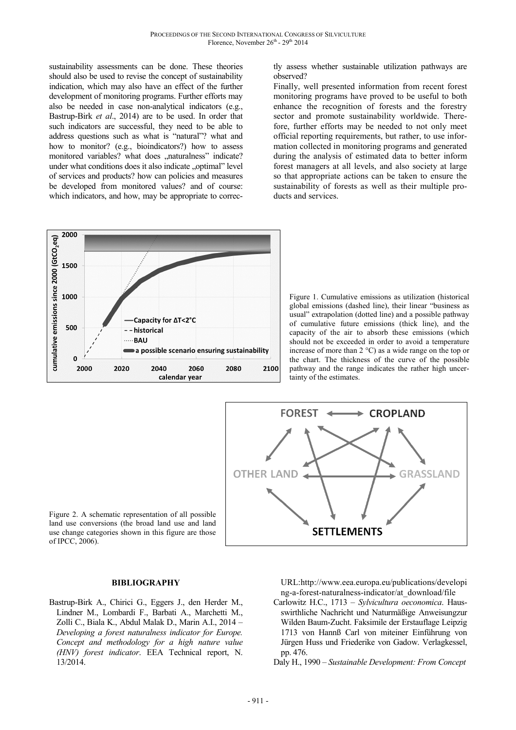sustainability assessments can be done. These theories should also be used to revise the concept of sustainability indication, which may also have an effect of the further development of monitoring programs. Further efforts may also be needed in case non-analytical indicators (e.g., Bastrup-Birk *et al*., 2014) are to be used. In order that such indicators are successful, they need to be able to address questions such as what is "natural"? what and how to monitor? (e.g., bioindicators?) how to assess monitored variables? what does „naturalness" indicate? under what conditions does it also indicate „optimal" level of services and products? how can policies and measures be developed from monitored values? and of course: which indicators, and how, may be appropriate to correctly assess whether sustainable utilization pathways are observed?

Finally, well presented information from recent forest monitoring programs have proved to be useful to both enhance the recognition of forests and the forestry sector and promote sustainability worldwide. Therefore, further efforts may be needed to not only meet official reporting requirements, but rather, to use information collected in monitoring programs and generated during the analysis of estimated data to better inform forest managers at all levels, and also society at large so that appropriate actions can be taken to ensure the sustainability of forests as well as their multiple products and services.

Figure 1. Cumulative emissions as utilization (historical global emissions (dashed line), their linear "business as usual" extrapolation (dotted line) and a possible pathway of cumulative future emissions (thick line), and the capacity of the air to absorb these emissions (which should not be exceeded in order to avoid a temperature increase of more than 2 °C) as a wide range on the top or the chart. The thickness of the curve of the possible pathway and the range indicates the rather high uncertainty of the estimates.

Figure 2. A schematic representation of all possible land use conversions (the broad land use and land use change categories shown in this figure are those of IPCC, 2006).

## BIBLIOGRAPHY

Bastrup-Birk A., Chirici G., Eggers J., den Herder M., Lindner M., Lombardi F., Barbati A., Marchetti M., Zolli C., Biala K., Abdul Malak D., Marin A.I., 2014 – *Developing a forest naturalness indicator for Europe. Concept and methodology for a high nature value (HNV) forest indicator*. EEA Technical report, N. 13/2014. URL:http://www.eea.europa.eu/publications/developing-a-forest-naturalness-indicator/at_download/file

Carlowitz H.C., 1713 – *Sylvicultura oeconomica*. Hausswirthliche Nachricht und Naturmäßige Anweisungzur Wilden Baum-Zucht. Faksimile der Erstauflage Leipzig 1713 von Hannß Carl von miteiner Einführung von Jürgen Huss und Friederike von Gadow. Verlagkessel, pp. 476.

Daly H., 1990 – *Sustainable Development: From Concept*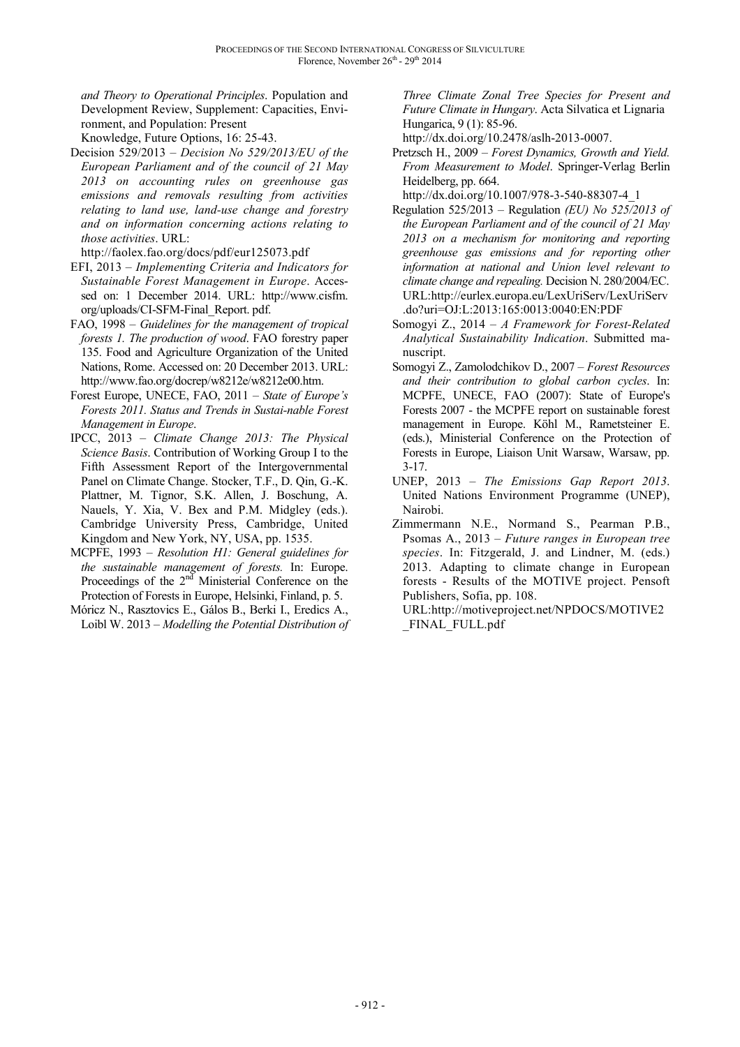*and Theory to Operational Principles*. Population and Development Review, Supplement: Capacities, Environment, and Population: Present Knowledge, Future Options, 16: 25-43.

Decision 529/2013 – *Decision No 529/2013/EU of the European Parliament and of the council of 21 May 2013 on accounting rules on greenhouse gas emissions and removals resulting from activities relating to land use, land-use change and forestry and on information concerning actions relating to those activities*. URL: http://faolex.fao.org/docs/pdf/eur125073.pdf

EFI, 2013 – *Implementing Criteria and Indicators for Sustainable Forest Management in Europe*. Accessed on: 1 December 2014. URL: http://www.cisfm.org/uploads/CI-SFM-Final_Report. pdf.

FAO, 1998 – *Guidelines for the management of tropical forests 1. The production of wood*. FAO forestry paper 135. Food and Agriculture Organization of the United Nations, Rome. Accessed on: 20 December 2013. URL: http://www.fao.org/docrep/w8212e/w8212e00.htm.

Forest Europe, UNECE, FAO, 2011 – *State of Europe's Forests 2011. Status and Trends in Sustai-nable Forest Management in Europe*.

IPCC, 2013 – *Climate Change 2013: The Physical Science Basis*. Contribution of Working Group I to the Fifth Assessment Report of the Intergovernmental Panel on Climate Change. Stocker, T.F., D. Qin, G.-K. Plattner, M. Tignor, S.K. Allen, J. Boschung, A. Nauels, Y. Xia, V. Bex and P.M. Midgley (eds.). Cambridge University Press, Cambridge, United Kingdom and New York, NY, USA, pp. 1535.

MCPFE, 1993 – *Resolution H1: General guidelines for the sustainable management of forests.* In: Europe. Proceedings of the 2nd Ministerial Conference on the Protection of Forests in Europe, Helsinki, Finland, p. 5.

Móricz N., Rasztovics E., Gálos B., Berki I., Eredics A., Loibl W. 2013 – *Modelling the Potential Distribution of Three Climate Zonal Tree Species for Present and Future Climate in Hungary*. Acta Silvatica et Lignaria Hungarica, 9 (1): 85-96. http://dx.doi.org/10.2478/aslh-2013-0007.

Pretzsch H., 2009 – *Forest Dynamics, Growth and Yield. From Measurement to Model*. Springer-Verlag Berlin Heidelberg, pp. 664. http://dx.doi.org/10.1007/978-3-540-88307-4_1

Regulation 525/2013 – Regulation *(EU) No 525/2013 of the European Parliament and of the council of 21 May 2013 on a mechanism for monitoring and reporting greenhouse gas emissions and for reporting other information at national and Union level relevant to climate change and repealing.* Decision N. 280/2004/EC. URL:http://eurlex.europa.eu/LexUriServ/LexUriServ.do?uri=OJ:L:2013:165:0013:0040:EN:PDF

Somogyi Z., 2014 – *A Framework for Forest-Related Analytical Sustainability Indication*. Submitted manuscript.

Somogyi Z., Zamolodchikov D., 2007 – *Forest Resources and their contribution to global carbon cycles*. In: MCPFE, UNECE, FAO (2007): State of Europe's Forests 2007 - the MCPFE report on sustainable forest management in Europe. Köhl M., Rametsteiner E. (eds.), Ministerial Conference on the Protection of Forests in Europe, Liaison Unit Warsaw, Warsaw, pp. 3-17.

UNEP, 2013 – *The Emissions Gap Report 2013*. United Nations Environment Programme (UNEP), Nairobi.

Zimmermann N.E., Normand S., Pearman P.B., Psomas A., 2013 – *Future ranges in European tree species*. In: Fitzgerald, J. and Lindner, M. (eds.) 2013. Adapting to climate change in European forests - Results of the MOTIVE project. Pensoft Publishers, Sofia, pp. 108. URL:http://motiveproject.net/NPDOCS/MOTIVE2_FINAL_FULL.pdf